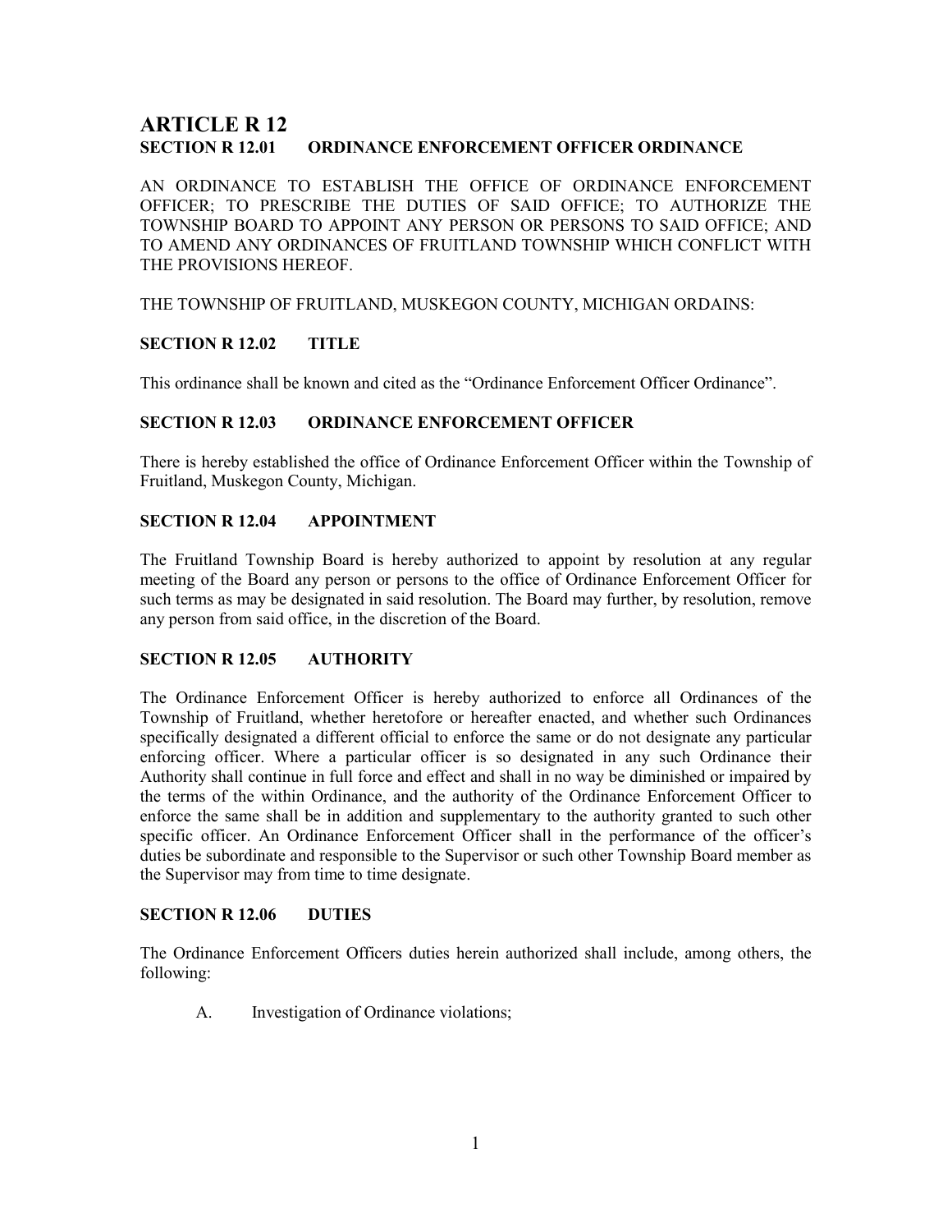# ARTICLE R 12

## SECTION R 12.01 ORDINANCE ENFORCEMENT OFFICER ORDINANCE

AN ORDINANCE TO ESTABLISH THE OFFICE OF ORDINANCE ENFORCEMENT OFFICER; TO PRESCRIBE THE DUTIES OF SAID OFFICE; TO AUTHORIZE THE TOWNSHIP BOARD TO APPOINT ANY PERSON OR PERSONS TO SAID OFFICE; AND TO AMEND ANY ORDINANCES OF FRUITLAND TOWNSHIP WHICH CONFLICT WITH THE PROVISIONS HEREOF.

THE TOWNSHIP OF FRUITLAND, MUSKEGON COUNTY, MICHIGAN ORDAINS:

### SECTION R 12.02 TITLE

This ordinance shall be known and cited as the "Ordinance Enforcement Officer Ordinance".

### SECTION R 12.03 ORDINANCE ENFORCEMENT OFFICER

There is hereby established the office of Ordinance Enforcement Officer within the Township of Fruitland, Muskegon County, Michigan.

### SECTION R 12.04 APPOINTMENT

The Fruitland Township Board is hereby authorized to appoint by resolution at any regular meeting of the Board any person or persons to the office of Ordinance Enforcement Officer for such terms as may be designated in said resolution. The Board may further, by resolution, remove any person from said office, in the discretion of the Board.

### SECTION R 12.05 AUTHORITY

The Ordinance Enforcement Officer is hereby authorized to enforce all Ordinances of the Township of Fruitland, whether heretofore or hereafter enacted, and whether such Ordinances specifically designated a different official to enforce the same or do not designate any particular enforcing officer. Where a particular officer is so designated in any such Ordinance their Authority shall continue in full force and effect and shall in no way be diminished or impaired by the terms of the within Ordinance, and the authority of the Ordinance Enforcement Officer to enforce the same shall be in addition and supplementary to the authority granted to such other specific officer. An Ordinance Enforcement Officer shall in the performance of the officer's duties be subordinate and responsible to the Supervisor or such other Township Board member as the Supervisor may from time to time designate.

### SECTION R 12.06 DUTIES

The Ordinance Enforcement Officers duties herein authorized shall include, among others, the following:

A. Investigation of Ordinance violations;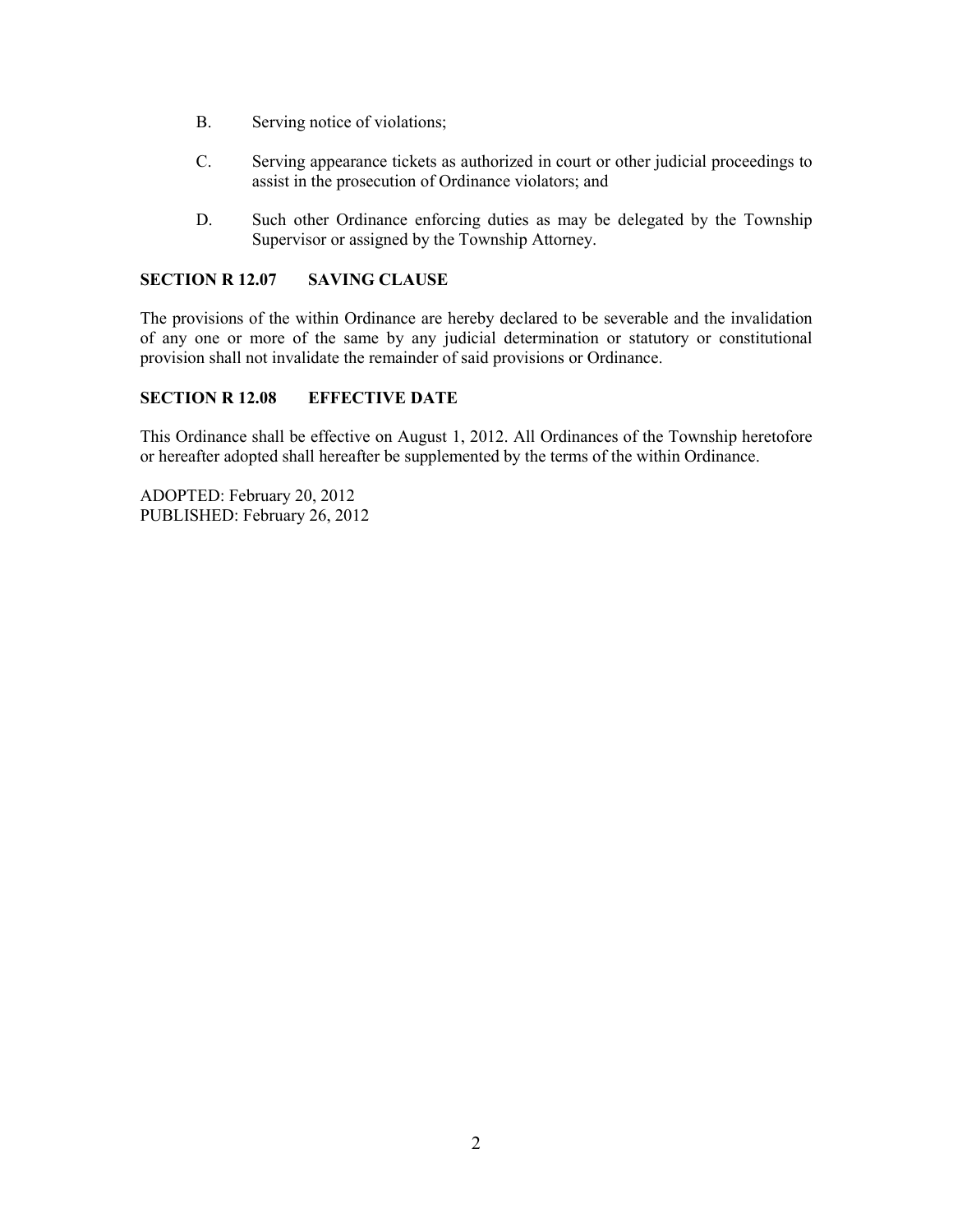B. Serving notice of violations;

C. Serving appearance tickets as authorized in court or other judicial proceedings to assist in the prosecution of Ordinance violators; and

D. Such other Ordinance enforcing duties as may be delegated by the Township Supervisor or assigned by the Township Attorney.

**SECTION R 12.07 SAVING CLAUSE**

The provisions of the within Ordinance are hereby declared to be severable and the invalidation of any one or more of the same by any judicial determination or statutory or constitutional provision shall not invalidate the remainder of said provisions or Ordinance.

**SECTION R 12.08 EFFECTIVE DATE**

This Ordinance shall be effective on August 1, 2012. All Ordinances of the Township heretofore or hereafter adopted shall hereafter be supplemented by the terms of the within Ordinance.

ADOPTED: February 20, 2012
PUBLISHED: February 26, 2012